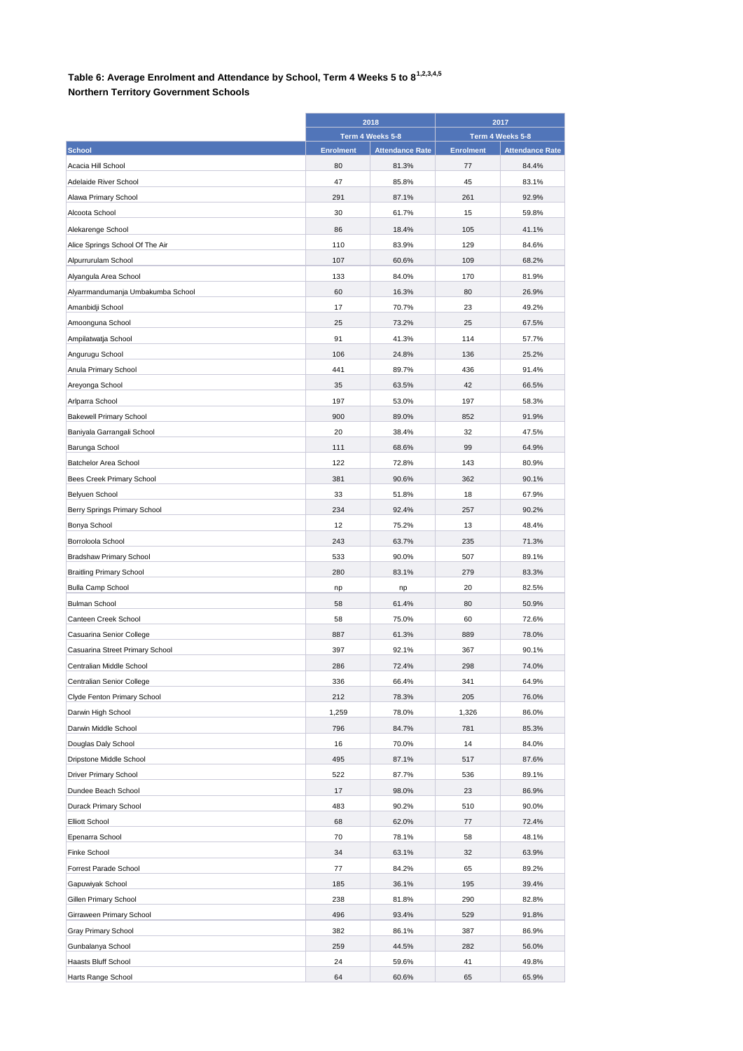### Table 6: Average Enrolment and Attendance by School, Term 4 Weeks 5 to 8[1,2,3,4,5]

**Northern Territory Government Schools**

| | 2018 | | 2017 | |
|---|---|---|---|---|
| | Term 4 Weeks 5-8 | | Term 4 Weeks 5-8 | |
| **School** | **Enrolment** | **Attendance Rate** | **Enrolment** | **Attendance Rate** |
| Acacia Hill School | 80 | 81.3% | 77 | 84.4% |
| Adelaide River School | 47 | 85.8% | 45 | 83.1% |
| Alawa Primary School | 291 | 87.1% | 261 | 92.9% |
| Alcoota School | 30 | 61.7% | 15 | 59.8% |
| Alekarenge School | 86 | 18.4% | 105 | 41.1% |
| Alice Springs School Of The Air | 110 | 83.9% | 129 | 84.6% |
| Alpurrurulam School | 107 | 60.6% | 109 | 68.2% |
| Alyangula Area School | 133 | 84.0% | 170 | 81.9% |
| Alyarrmandumanja Umbakumba School | 60 | 16.3% | 80 | 26.9% |
| Amanbidji School | 17 | 70.7% | 23 | 49.2% |
| Amoonguna School | 25 | 73.2% | 25 | 67.5% |
| Ampilatwatja School | 91 | 41.3% | 114 | 57.7% |
| Angurugu School | 106 | 24.8% | 136 | 25.2% |
| Anula Primary School | 441 | 89.7% | 436 | 91.4% |
| Areyonga School | 35 | 63.5% | 42 | 66.5% |
| Arlparra School | 197 | 53.0% | 197 | 58.3% |
| Bakewell Primary School | 900 | 89.0% | 852 | 91.9% |
| Baniyala Garrangali School | 20 | 38.4% | 32 | 47.5% |
| Barunga School | 111 | 68.6% | 99 | 64.9% |
| Batchelor Area School | 122 | 72.8% | 143 | 80.9% |
| Bees Creek Primary School | 381 | 90.6% | 362 | 90.1% |
| Belyuen School | 33 | 51.8% | 18 | 67.9% |
| Berry Springs Primary School | 234 | 92.4% | 257 | 90.2% |
| Bonya School | 12 | 75.2% | 13 | 48.4% |
| Borroloola School | 243 | 63.7% | 235 | 71.3% |
| Bradshaw Primary School | 533 | 90.0% | 507 | 89.1% |
| Braitling Primary School | 280 | 83.1% | 279 | 83.3% |
| Bulla Camp School | np | np | 20 | 82.5% |
| Bulman School | 58 | 61.4% | 80 | 50.9% |
| Canteen Creek School | 58 | 75.0% | 60 | 72.6% |
| Casuarina Senior College | 887 | 61.3% | 889 | 78.0% |
| Casuarina Street Primary School | 397 | 92.1% | 367 | 90.1% |
| Centralian Middle School | 286 | 72.4% | 298 | 74.0% |
| Centralian Senior College | 336 | 66.4% | 341 | 64.9% |
| Clyde Fenton Primary School | 212 | 78.3% | 205 | 76.0% |
| Darwin High School | 1,259 | 78.0% | 1,326 | 86.0% |
| Darwin Middle School | 796 | 84.7% | 781 | 85.3% |
| Douglas Daly School | 16 | 70.0% | 14 | 84.0% |
| Dripstone Middle School | 495 | 87.1% | 517 | 87.6% |
| Driver Primary School | 522 | 87.7% | 536 | 89.1% |
| Dundee Beach School | 17 | 98.0% | 23 | 86.9% |
| Durack Primary School | 483 | 90.2% | 510 | 90.0% |
| Elliott School | 68 | 62.0% | 77 | 72.4% |
| Epenarra School | 70 | 78.1% | 58 | 48.1% |
| Finke School | 34 | 63.1% | 32 | 63.9% |
| Forrest Parade School | 77 | 84.2% | 65 | 89.2% |
| Gapuwiyak School | 185 | 36.1% | 195 | 39.4% |
| Gillen Primary School | 238 | 81.8% | 290 | 82.8% |
| Girraween Primary School | 496 | 93.4% | 529 | 91.8% |
| Gray Primary School | 382 | 86.1% | 387 | 86.9% |
| Gunbalanya School | 259 | 44.5% | 282 | 56.0% |
| Haasts Bluff School | 24 | 59.6% | 41 | 49.8% |
| Harts Range School | 64 | 60.6% | 65 | 65.9% |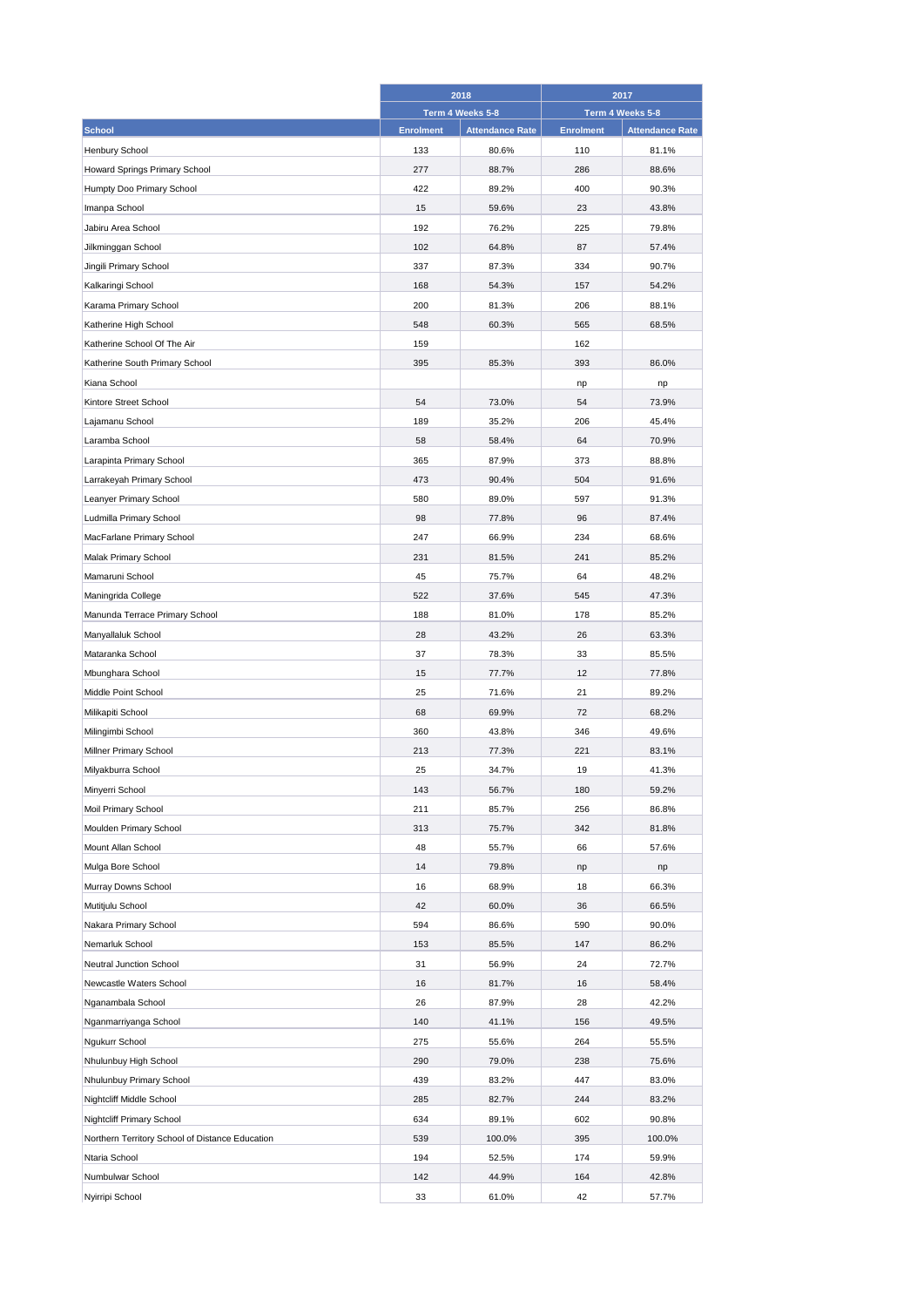| School | 2018 | | 2017 | |
|---|---|---|---|---|
| | Term 4 Weeks 5-8 | | Term 4 Weeks 5-8 | |
| | Enrolment | Attendance Rate | Enrolment | Attendance Rate |
| Henbury School | 133 | 80.6% | 110 | 81.1% |
| Howard Springs Primary School | 277 | 88.7% | 286 | 88.6% |
| Humpty Doo Primary School | 422 | 89.2% | 400 | 90.3% |
| Imanpa School | 15 | 59.6% | 23 | 43.8% |
| Jabiru Area School | 192 | 76.2% | 225 | 79.8% |
| Jilkminggan School | 102 | 64.8% | 87 | 57.4% |
| Jingili Primary School | 337 | 87.3% | 334 | 90.7% |
| Kalkaringi School | 168 | 54.3% | 157 | 54.2% |
| Karama Primary School | 200 | 81.3% | 206 | 88.1% |
| Katherine High School | 548 | 60.3% | 565 | 68.5% |
| Katherine School Of The Air | 159 | | 162 | |
| Katherine South Primary School | 395 | 85.3% | 393 | 86.0% |
| Kiana School | | | np | np |
| Kintore Street School | 54 | 73.0% | 54 | 73.9% |
| Lajamanu School | 189 | 35.2% | 206 | 45.4% |
| Laramba School | 58 | 58.4% | 64 | 70.9% |
| Larapinta Primary School | 365 | 87.9% | 373 | 88.8% |
| Larrakeyah Primary School | 473 | 90.4% | 504 | 91.6% |
| Leanyer Primary School | 580 | 89.0% | 597 | 91.3% |
| Ludmilla Primary School | 98 | 77.8% | 96 | 87.4% |
| MacFarlane Primary School | 247 | 66.9% | 234 | 68.6% |
| Malak Primary School | 231 | 81.5% | 241 | 85.2% |
| Mamaruni School | 45 | 75.7% | 64 | 48.2% |
| Maningrida College | 522 | 37.6% | 545 | 47.3% |
| Manunda Terrace Primary School | 188 | 81.0% | 178 | 85.2% |
| Manyallaluk School | 28 | 43.2% | 26 | 63.3% |
| Mataranka School | 37 | 78.3% | 33 | 85.5% |
| Mbunghara School | 15 | 77.7% | 12 | 77.8% |
| Middle Point School | 25 | 71.6% | 21 | 89.2% |
| Milikapiti School | 68 | 69.9% | 72 | 68.2% |
| Milingimbi School | 360 | 43.8% | 346 | 49.6% |
| Millner Primary School | 213 | 77.3% | 221 | 83.1% |
| Milyakburra School | 25 | 34.7% | 19 | 41.3% |
| Minyerri School | 143 | 56.7% | 180 | 59.2% |
| Moil Primary School | 211 | 85.7% | 256 | 86.8% |
| Moulden Primary School | 313 | 75.7% | 342 | 81.8% |
| Mount Allan School | 48 | 55.7% | 66 | 57.6% |
| Mulga Bore School | 14 | 79.8% | np | np |
| Murray Downs School | 16 | 68.9% | 18 | 66.3% |
| Mutitjulu School | 42 | 60.0% | 36 | 66.5% |
| Nakara Primary School | 594 | 86.6% | 590 | 90.0% |
| Nemarluk School | 153 | 85.5% | 147 | 86.2% |
| Neutral Junction School | 31 | 56.9% | 24 | 72.7% |
| Newcastle Waters School | 16 | 81.7% | 16 | 58.4% |
| Nganambala School | 26 | 87.9% | 28 | 42.2% |
| Nganmarriyanga School | 140 | 41.1% | 156 | 49.5% |
| Ngukurr School | 275 | 55.6% | 264 | 55.5% |
| Nhulunbuy High School | 290 | 79.0% | 238 | 75.6% |
| Nhulunbuy Primary School | 439 | 83.2% | 447 | 83.0% |
| Nightcliff Middle School | 285 | 82.7% | 244 | 83.2% |
| Nightcliff Primary School | 634 | 89.1% | 602 | 90.8% |
| Northern Territory School of Distance Education | 539 | 100.0% | 395 | 100.0% |
| Ntaria School | 194 | 52.5% | 174 | 59.9% |
| Numbulwar School | 142 | 44.9% | 164 | 42.8% |
| Nyirripi School | 33 | 61.0% | 42 | 57.7% |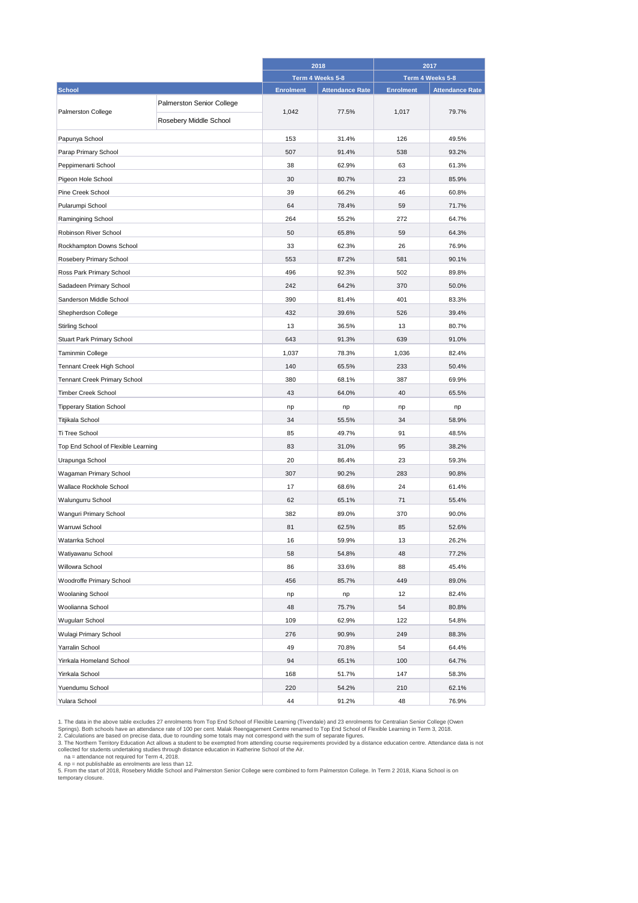| School | | 2018 | | 2017 | |
|---|---|---|---|---|---|
| | | Term 4 Weeks 5-8 | | Term 4 Weeks 5-8 | |
| | | Enrolment | Attendance Rate | Enrolment | Attendance Rate |
| Palmerston College | Palmerston Senior College<br>Rosebery Middle School | 1,042 | 77.5% | 1,017 | 79.7% |
| Papunya School | | 153 | 31.4% | 126 | 49.5% |
| Parap Primary School | | 507 | 91.4% | 538 | 93.2% |
| Peppimenarti School | | 38 | 62.9% | 63 | 61.3% |
| Pigeon Hole School | | 30 | 80.7% | 23 | 85.9% |
| Pine Creek School | | 39 | 66.2% | 46 | 60.8% |
| Pularumpi School | | 64 | 78.4% | 59 | 71.7% |
| Ramingining School | | 264 | 55.2% | 272 | 64.7% |
| Robinson River School | | 50 | 65.8% | 59 | 64.3% |
| Rockhampton Downs School | | 33 | 62.3% | 26 | 76.9% |
| Rosebery Primary School | | 553 | 87.2% | 581 | 90.1% |
| Ross Park Primary School | | 496 | 92.3% | 502 | 89.8% |
| Sadadeen Primary School | | 242 | 64.2% | 370 | 50.0% |
| Sanderson Middle School | | 390 | 81.4% | 401 | 83.3% |
| Shepherdson College | | 432 | 39.6% | 526 | 39.4% |
| Stirling School | | 13 | 36.5% | 13 | 80.7% |
| Stuart Park Primary School | | 643 | 91.3% | 639 | 91.0% |
| Taminmin College | | 1,037 | 78.3% | 1,036 | 82.4% |
| Tennant Creek High School | | 140 | 65.5% | 233 | 50.4% |
| Tennant Creek Primary School | | 380 | 68.1% | 387 | 69.9% |
| Timber Creek School | | 43 | 64.0% | 40 | 65.5% |
| Tipperary Station School | | np | np | np | np |
| Titjikala School | | 34 | 55.5% | 34 | 58.9% |
| Ti Tree School | | 85 | 49.7% | 91 | 48.5% |
| Top End School of Flexible Learning | | 83 | 31.0% | 95 | 38.2% |
| Urapunga School | | 20 | 86.4% | 23 | 59.3% |
| Wagaman Primary School | | 307 | 90.2% | 283 | 90.8% |
| Wallace Rockhole School | | 17 | 68.6% | 24 | 61.4% |
| Walungurru School | | 62 | 65.1% | 71 | 55.4% |
| Wanguri Primary School | | 382 | 89.0% | 370 | 90.0% |
| Warruwi School | | 81 | 62.5% | 85 | 52.6% |
| Watarrka School | | 16 | 59.9% | 13 | 26.2% |
| Watiyawanu School | | 58 | 54.8% | 48 | 77.2% |
| Willowra School | | 86 | 33.6% | 88 | 45.4% |
| Woodroffe Primary School | | 456 | 85.7% | 449 | 89.0% |
| Woolaning School | | np | np | 12 | 82.4% |
| Woolianna School | | 48 | 75.7% | 54 | 80.8% |
| Wugularr School | | 109 | 62.9% | 122 | 54.8% |
| Wulagi Primary School | | 276 | 90.9% | 249 | 88.3% |
| Yarralin School | | 49 | 70.8% | 54 | 64.4% |
| Yirrkala Homeland School | | 94 | 65.1% | 100 | 64.7% |
| Yirrkala School | | 168 | 51.7% | 147 | 58.3% |
| Yuendumu School | | 220 | 54.2% | 210 | 62.1% |
| Yulara School | | 44 | 91.2% | 48 | 76.9% |

1. The data in the above table excludes 27 enrolments from Top End School of Flexible Learning (Tivendale) and 23 enrolments for Centralian Senior College (Owen Springs). Both schools have an attendance rate of 100 per cent. Malak Reengagement Centre renamed to Top End School of Flexible Learning in Term 3, 2018.
2. Calculations are based on precise data, due to rounding some totals may not correspond with the sum of separate figures.
3. The Northern Territory Education Act allows a student to be exempted from attending course requirements provided by a distance education centre. Attendance data is not collected for students undertaking studies through distance education in Katherine School of the Air.
   na = attendance not required for Term 4, 2018.
4. np = not publishable as enrolments are less than 12.
5. From the start of 2018, Rosebery Middle School and Palmerston Senior College were combined to form Palmerston College. In Term 2 2018, Kiana School is on temporary closure.